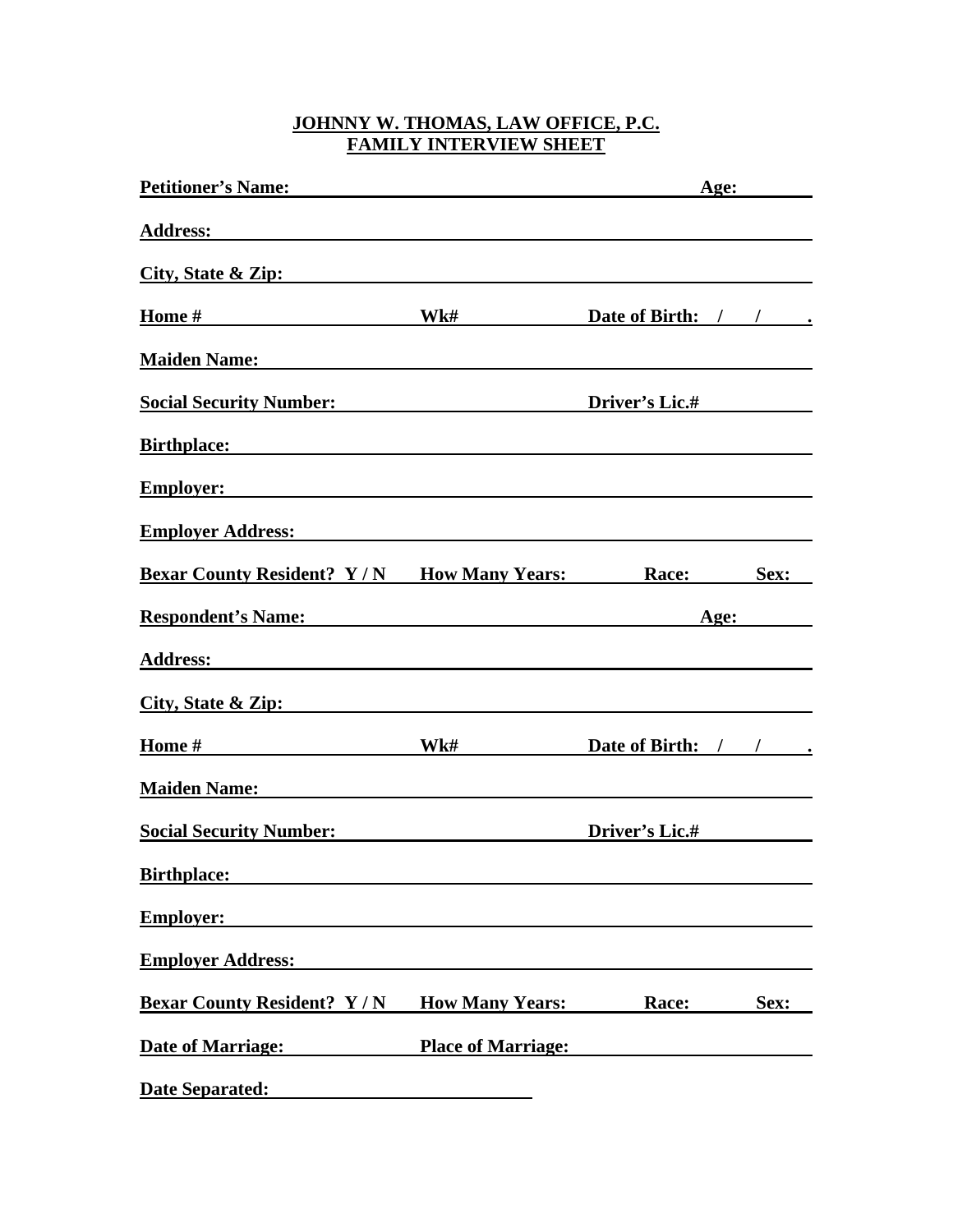**JOHNNY W. THOMAS, LAW OFFICE, P.C.**
**FAMILY INTERVIEW SHEET**

**Petitioner's Name:** ______________________________ **Age:** ______

**Address:** ______________________________

**City, State & Zip:** ______________________________

**Home #** ______________ **Wk#** ______________ **Date of Birth:** __/__/____.

**Maiden Name:** ______________________________

**Social Security Number:** ______________ **Driver's Lic.#** ______________

**Birthplace:** ______________________________

**Employer:** ______________________________

**Employer Address:** ______________________________

**Bexar County Resident? Y / N** **How Many Years:** ______ **Race:** ______ **Sex:** ______

**Respondent's Name:** ______________________________ **Age:** ______

**Address:** ______________________________

**City, State & Zip:** ______________________________

**Home #** ______________ **Wk#** ______________ **Date of Birth:** __/__/____.

**Maiden Name:** ______________________________

**Social Security Number:** ______________ **Driver's Lic.#** ______________

**Birthplace:** ______________________________

**Employer:** ______________________________

**Employer Address:** ______________________________

**Bexar County Resident? Y / N** **How Many Years:** ______ **Race:** ______ **Sex:** ______

**Date of Marriage:** ______________ **Place of Marriage:** ______________

**Date Separated:** ______________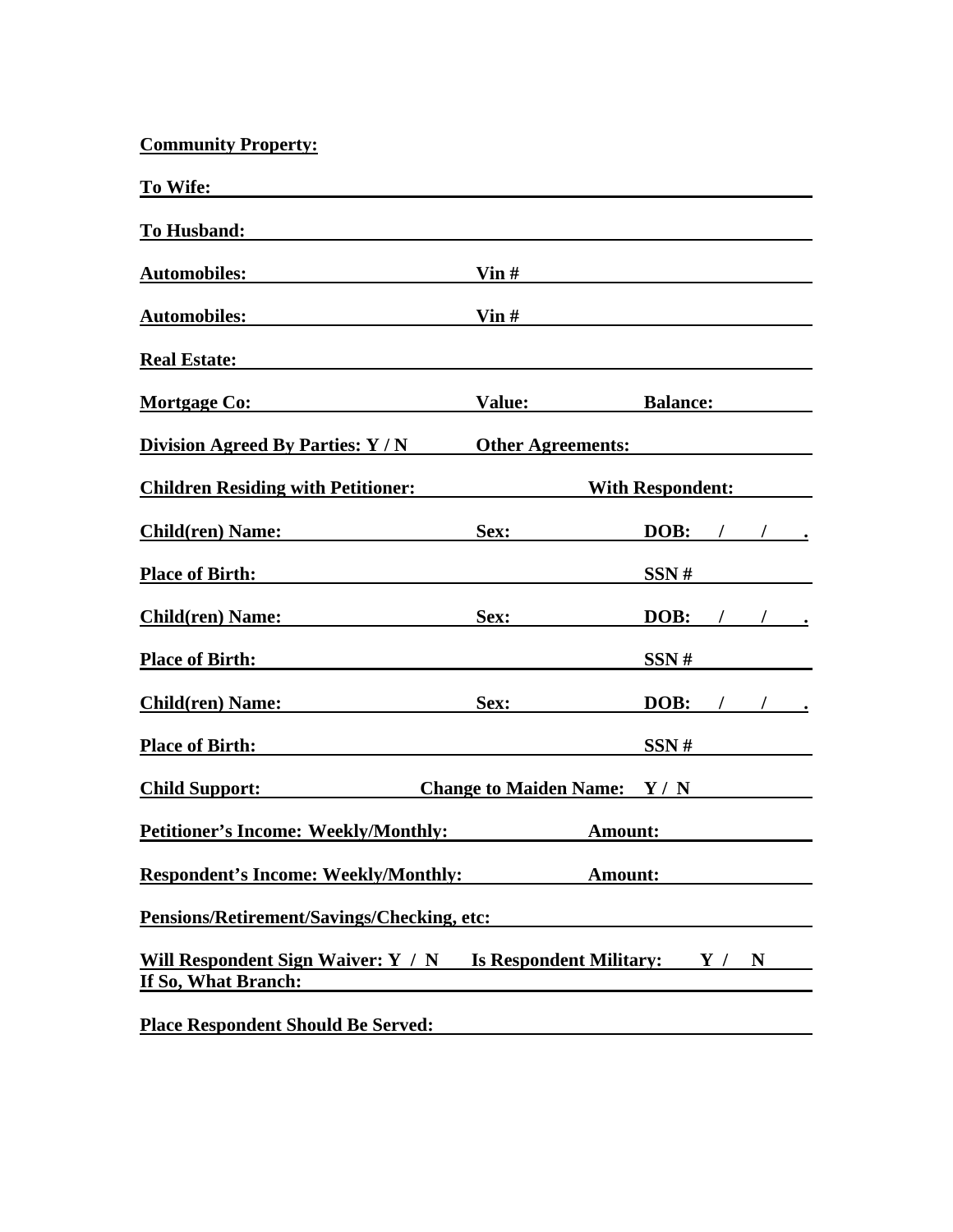**Community Property:**

**To Wife:**

**To Husband:**

**Automobiles:** **Vin #**

**Automobiles:** **Vin #**

**Real Estate:**

**Mortgage Co:** **Value:** **Balance:**

**Division Agreed By Parties: Y / N** **Other Agreements:**

**Children Residing with Petitioner:** **With Respondent:**

**Child(ren) Name:** **Sex:** **DOB: / / .**

**Place of Birth:** **SSN #**

**Child(ren) Name:** **Sex:** **DOB: / / .**

**Place of Birth:** **SSN #**

**Child(ren) Name:** **Sex:** **DOB: / / .**

**Place of Birth:** **SSN #**

**Child Support:** **Change to Maiden Name: Y / N**

**Petitioner's Income: Weekly/Monthly:** **Amount:**

**Respondent's Income: Weekly/Monthly:** **Amount:**

**Pensions/Retirement/Savings/Checking, etc:**

**Will Respondent Sign Waiver: Y / N** **Is Respondent Military: Y / N**
**If So, What Branch:**

**Place Respondent Should Be Served:**